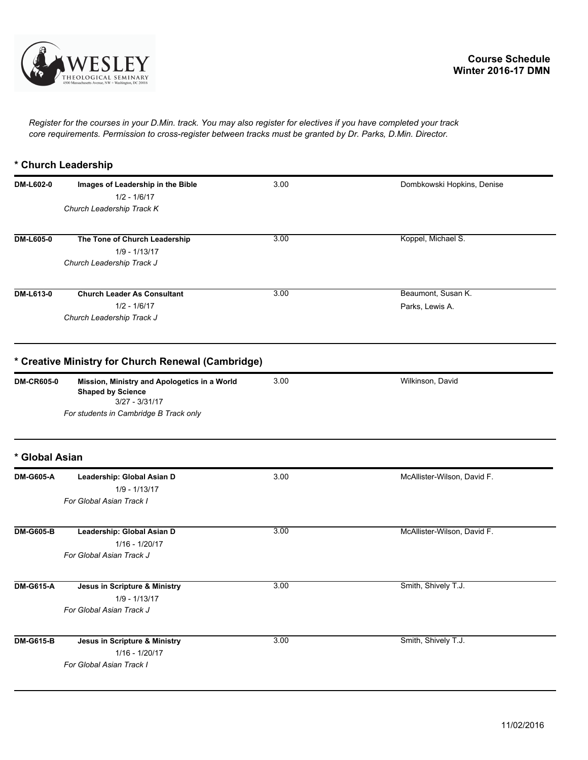**Course Schedule**
**Winter 2016-17 DMN**

*Register for the courses in your D.Min. track. You may also register for electives if you have completed your track core requirements. Permission to cross-register between tracks must be granted by Dr. Parks, D.Min. Director.*

## * Church Leadership

| Course | Title | Credits | Instructor |
|---|---|---|---|
| DM-L602-0 | **Images of Leadership in the Bible**<br>1/2 - 1/6/17<br>*Church Leadership Track K* | 3.00 | Dombkowski Hopkins, Denise |
| DM-L605-0 | **The Tone of Church Leadership**<br>1/9 - 1/13/17<br>*Church Leadership Track J* | 3.00 | Koppel, Michael S. |
| DM-L613-0 | **Church Leader As Consultant**<br>1/2 - 1/6/17<br>*Church Leadership Track J* | 3.00 | Beaumont, Susan K.<br>Parks, Lewis A. |

## * Creative Ministry for Church Renewal (Cambridge)

| Course | Title | Credits | Instructor |
|---|---|---|---|
| DM-CR605-0 | **Mission, Ministry and Apologetics in a World Shaped by Science**<br>3/27 - 3/31/17<br>*For students in Cambridge B Track only* | 3.00 | Wilkinson, David |

## * Global Asian

| Course | Title | Credits | Instructor |
|---|---|---|---|
| DM-G605-A | **Leadership: Global Asian D**<br>1/9 - 1/13/17<br>*For Global Asian Track I* | 3.00 | McAllister-Wilson, David F. |
| DM-G605-B | **Leadership: Global Asian D**<br>1/16 - 1/20/17<br>*For Global Asian Track J* | 3.00 | McAllister-Wilson, David F. |
| DM-G615-A | **Jesus in Scripture & Ministry**<br>1/9 - 1/13/17<br>*For Global Asian Track J* | 3.00 | Smith, Shively T.J. |
| DM-G615-B | **Jesus in Scripture & Ministry**<br>1/16 - 1/20/17<br>*For Global Asian Track I* | 3.00 | Smith, Shively T.J. |

11/02/2016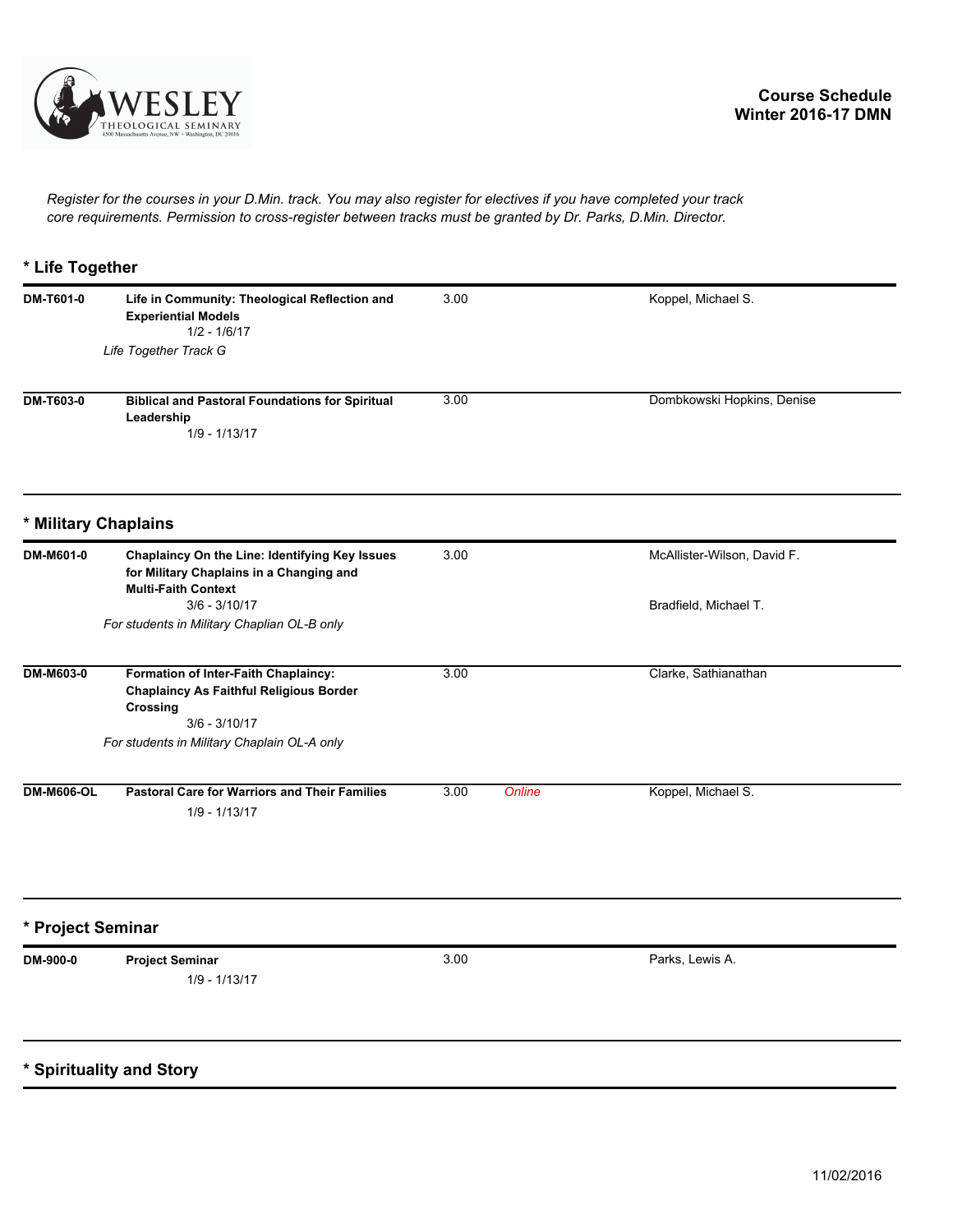# Course Schedule Winter 2016-17 DMN

*Register for the courses in your D.Min. track. You may also register for electives if you have completed your track core requirements. Permission to cross-register between tracks must be granted by Dr. Parks, D.Min. Director.*

## * Life Together

| Course | Title | Credits | Format | Instructor |
|---|---|---|---|---|
| DM-T601-0 | **Life in Community: Theological Reflection and Experiential Models** 1/2 - 1/6/17 *Life Together Track G* | 3.00 | | Koppel, Michael S. |
| DM-T603-0 | **Biblical and Pastoral Foundations for Spiritual Leadership** 1/9 - 1/13/17 | 3.00 | | Dombkowski Hopkins, Denise |

## * Military Chaplains

| Course | Title | Credits | Format | Instructor |
|---|---|---|---|---|
| DM-M601-0 | **Chaplaincy On the Line: Identifying Key Issues for Military Chaplains in a Changing and Multi-Faith Context** 3/6 - 3/10/17 *For students in Military Chaplian OL-B only* | 3.00 | | McAllister-Wilson, David F.; Bradfield, Michael T. |
| DM-M603-0 | **Formation of Inter-Faith Chaplaincy: Chaplaincy As Faithful Religious Border Crossing** 3/6 - 3/10/17 *For students in Military Chaplain OL-A only* | 3.00 | | Clarke, Sathianathan |
| DM-M606-OL | **Pastoral Care for Warriors and Their Families** 1/9 - 1/13/17 | 3.00 | *Online* | Koppel, Michael S. |

## * Project Seminar

| Course | Title | Credits | Format | Instructor |
|---|---|---|---|---|
| DM-900-0 | **Project Seminar** 1/9 - 1/13/17 | 3.00 | | Parks, Lewis A. |

## * Spirituality and Story

11/02/2016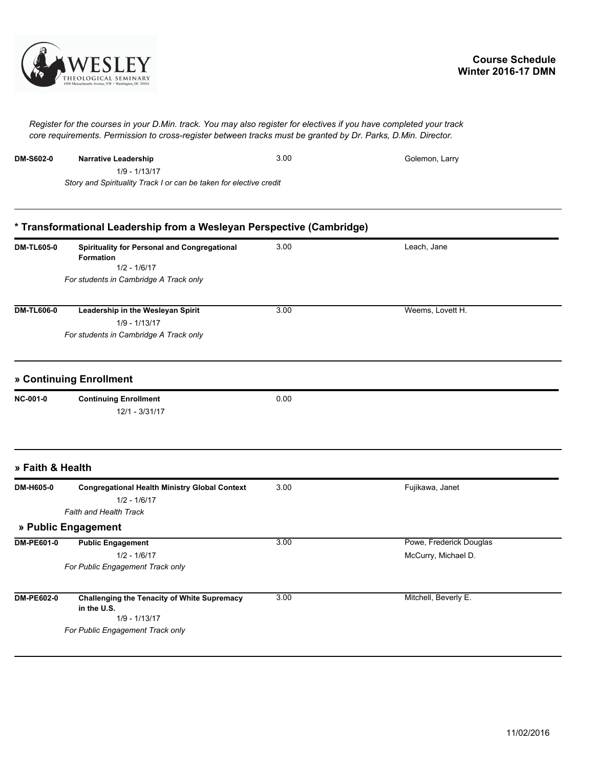# Course Schedule
## Winter 2016-17 DMN

*Register for the courses in your D.Min. track. You may also register for electives if you have completed your track core requirements. Permission to cross-register between tracks must be granted by Dr. Parks, D.Min. Director.*

| | | | |
|---|---|---|---|
| **DM-S602-0** | **Narrative Leadership**<br>1/9 - 1/13/17<br>*Story and Spirituality Track I or can be taken for elective credit* | 3.00 | Golemon, Larry |

## * Transformational Leadership from a Wesleyan Perspective (Cambridge)

| | | | |
|---|---|---|---|
| **DM-TL605-0** | **Spirituality for Personal and Congregational Formation**<br>1/2 - 1/6/17<br>*For students in Cambridge A Track only* | 3.00 | Leach, Jane |
| **DM-TL606-0** | **Leadership in the Wesleyan Spirit**<br>1/9 - 1/13/17<br>*For students in Cambridge A Track only* | 3.00 | Weems, Lovett H. |

## » Continuing Enrollment

| | | | |
|---|---|---|---|
| **NC-001-0** | **Continuing Enrollment**<br>12/1 - 3/31/17 | 0.00 | |

## » Faith & Health

| | | | |
|---|---|---|---|
| **DM-H605-0** | **Congregational Health Ministry Global Context**<br>1/2 - 1/6/17<br>*Faith and Health Track* | 3.00 | Fujikawa, Janet |

## » Public Engagement

| | | | |
|---|---|---|---|
| **DM-PE601-0** | **Public Engagement**<br>1/2 - 1/6/17<br>*For Public Engagement Track only* | 3.00 | Powe, Frederick Douglas<br>McCurry, Michael D. |
| **DM-PE602-0** | **Challenging the Tenacity of White Supremacy in the U.S.**<br>1/9 - 1/13/17<br>*For Public Engagement Track only* | 3.00 | Mitchell, Beverly E. |

11/02/2016